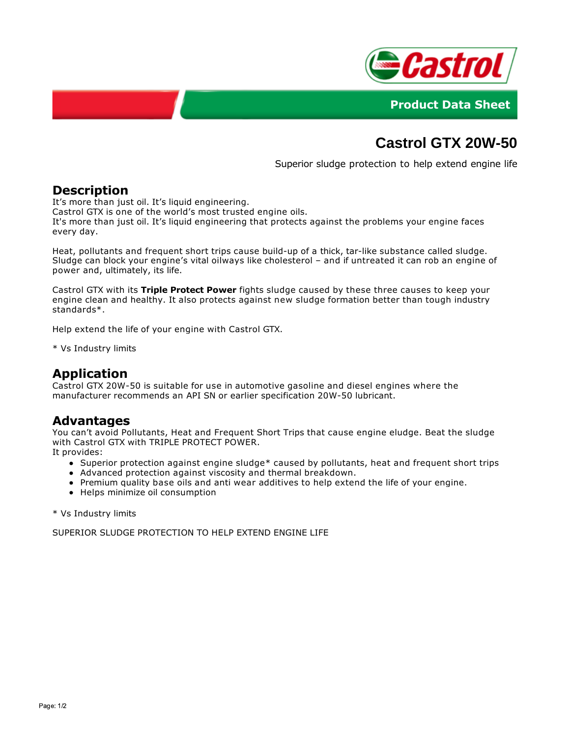Product Data Sheet

# Castrol GTX 20W-50

Superior sludge protection to help extend engine life

## Description

It's more than just oil. It's liquid engineering.
Castrol GTX is one of the world's most trusted engine oils.
It's more than just oil. It's liquid engineering that protects against the problems your engine faces every day.

Heat, pollutants and frequent short trips cause build-up of a thick, tar-like substance called sludge. Sludge can block your engine's vital oilways like cholesterol – and if untreated it can rob an engine of power and, ultimately, its life.

Castrol GTX with its **Triple Protect Power** fights sludge caused by these three causes to keep your engine clean and healthy. It also protects against new sludge formation better than tough industry standards*.

Help extend the life of your engine with Castrol GTX.

* Vs Industry limits

## Application

Castrol GTX 20W-50 is suitable for use in automotive gasoline and diesel engines where the manufacturer recommends an API SN or earlier specification 20W-50 lubricant.

## Advantages

You can't avoid Pollutants, Heat and Frequent Short Trips that cause engine eludge. Beat the sludge with Castrol GTX with TRIPLE PROTECT POWER.
It provides:

- Superior protection against engine sludge* caused by pollutants, heat and frequent short trips
- Advanced protection against viscosity and thermal breakdown.
- Premium quality base oils and anti wear additives to help extend the life of your engine.
- Helps minimize oil consumption

* Vs Industry limits

SUPERIOR SLUDGE PROTECTION TO HELP EXTEND ENGINE LIFE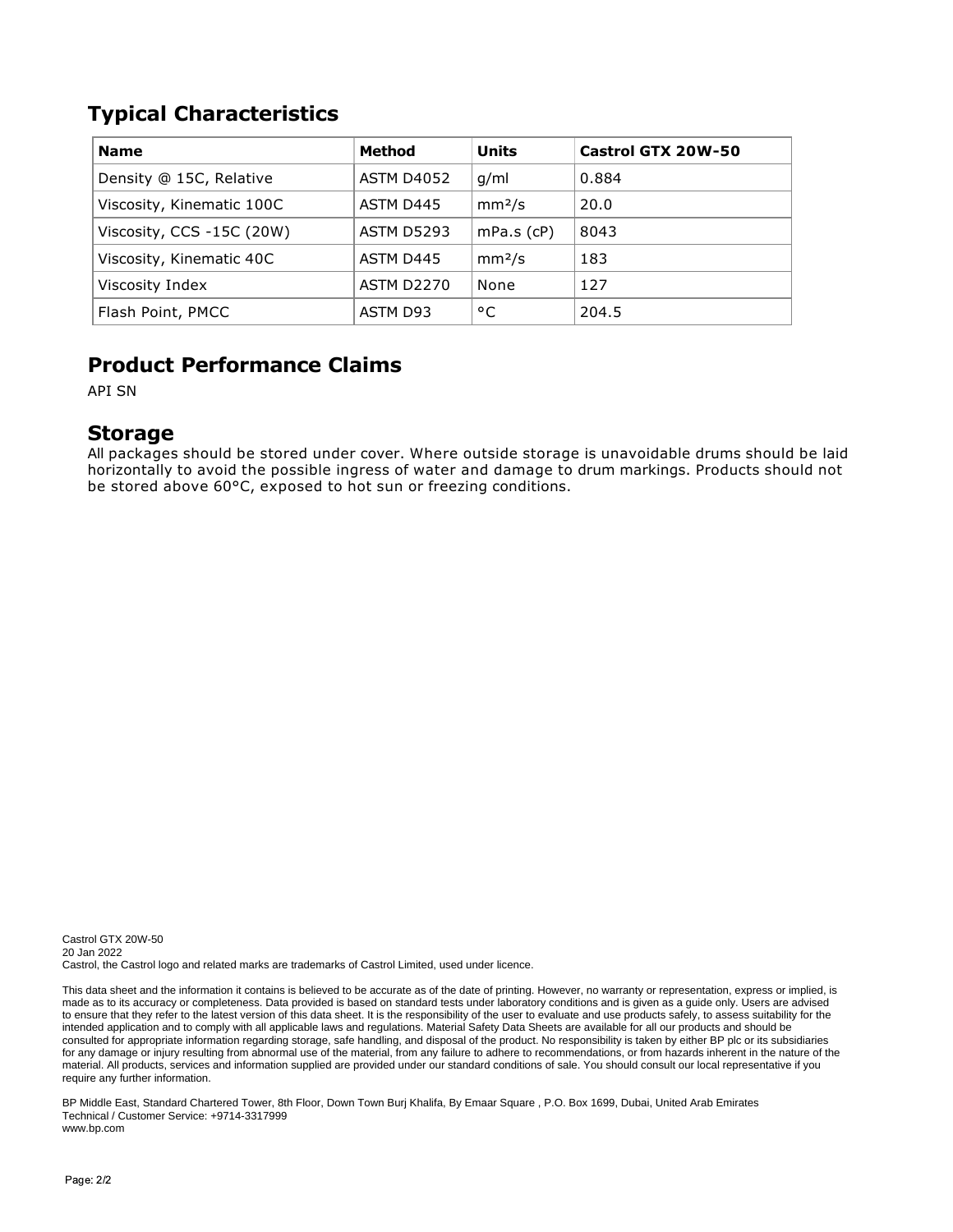## Typical Characteristics

| Name | Method | Units | Castrol GTX 20W-50 |
| --- | --- | --- | --- |
| Density @ 15C, Relative | ASTM D4052 | g/ml | 0.884 |
| Viscosity, Kinematic 100C | ASTM D445 | $mm^2/s$ | 20.0 |
| Viscosity, CCS -15C (20W) | ASTM D5293 | mPa.s (cP) | 8043 |
| Viscosity, Kinematic 40C | ASTM D445 | $mm^2/s$ | 183 |
| Viscosity Index | ASTM D2270 | None | 127 |
| Flash Point, PMCC | ASTM D93 | °C | 204.5 |

## Product Performance Claims

API SN

## Storage

All packages should be stored under cover. Where outside storage is unavoidable drums should be laid horizontally to avoid the possible ingress of water and damage to drum markings. Products should not be stored above 60°C, exposed to hot sun or freezing conditions.

Castrol GTX 20W-50
20 Jan 2022
Castrol, the Castrol logo and related marks are trademarks of Castrol Limited, used under licence.

This data sheet and the information it contains is believed to be accurate as of the date of printing. However, no warranty or representation, express or implied, is made as to its accuracy or completeness. Data provided is based on standard tests under laboratory conditions and is given as a guide only. Users are advised to ensure that they refer to the latest version of this data sheet. It is the responsibility of the user to evaluate and use products safely, to assess suitability for the intended application and to comply with all applicable laws and regulations. Material Safety Data Sheets are available for all our products and should be consulted for appropriate information regarding storage, safe handling, and disposal of the product. No responsibility is taken by either BP plc or its subsidiaries for any damage or injury resulting from abnormal use of the material, from any failure to adhere to recommendations, or from hazards inherent in the nature of the material. All products, services and information supplied are provided under our standard conditions of sale. You should consult our local representative if you require any further information.

BP Middle East, Standard Chartered Tower, 8th Floor, Down Town Burj Khalifa, By Emaar Square , P.O. Box 1699, Dubai, United Arab Emirates
Technical / Customer Service: +9714-3317999
www.bp.com